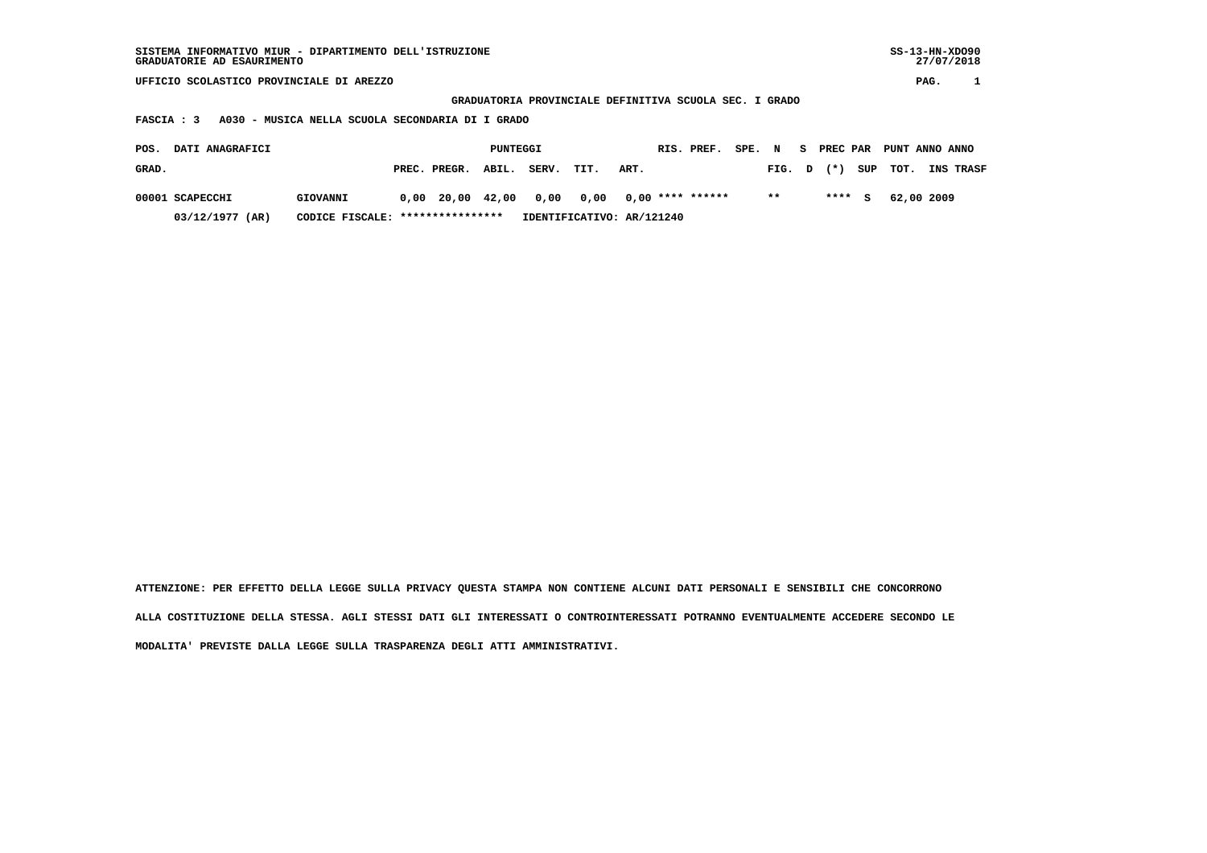SISTEMA INFORMATIVO MIUR - DIPARTIMENTO DELL'ISTRUZIONE
GRADUATORIE AD ESAURIMENTO

SS-13-HN-XDO90
27/07/2018

UFFICIO SCOLASTICO PROVINCIALE DI AREZZO

GRADUATORIA PROVINCIALE DEFINITIVA SCUOLA SEC. I GRADO

FASCIA : 3   A030 - MUSICA NELLA SCUOLA SECONDARIA DI I GRADO

| POS. GRAD. | DATI ANAGRAFICI | | PUNTEGGI PREC. | PREGR. | ABIL. | SERV. | TIT. | ART. | RIS. | PREF. | SPE. | N FIG. | S D | PREC (*) | PAR SUP | PUNT TOT. | ANNO INS | ANNO TRASF |
|---|---|---|---|---|---|---|---|---|---|---|---|---|---|---|---|---|---|---|
| 00001 | SCAPECCHI | GIOVANNI | 0,00 | 20,00 | 42,00 | 0,00 | 0,00 | 0,00 | **** | ****** | | ** | | **** | S | 62,00 | 2009 | |
| | 03/12/1977 (AR) | CODICE FISCALE: **************** | IDENTIFICATIVO: AR/121240 | | | | | | | | | | | | | | | |

ATTENZIONE: PER EFFETTO DELLA LEGGE SULLA PRIVACY QUESTA STAMPA NON CONTIENE ALCUNI DATI PERSONALI E SENSIBILI CHE CONCORRONO ALLA COSTITUZIONE DELLA STESSA. AGLI STESSI DATI GLI INTERESSATI O CONTROINTERESSATI POTRANNO EVENTUALMENTE ACCEDERE SECONDO LE MODALITA' PREVISTE DALLA LEGGE SULLA TRASPARENZA DEGLI ATTI AMMINISTRATIVI.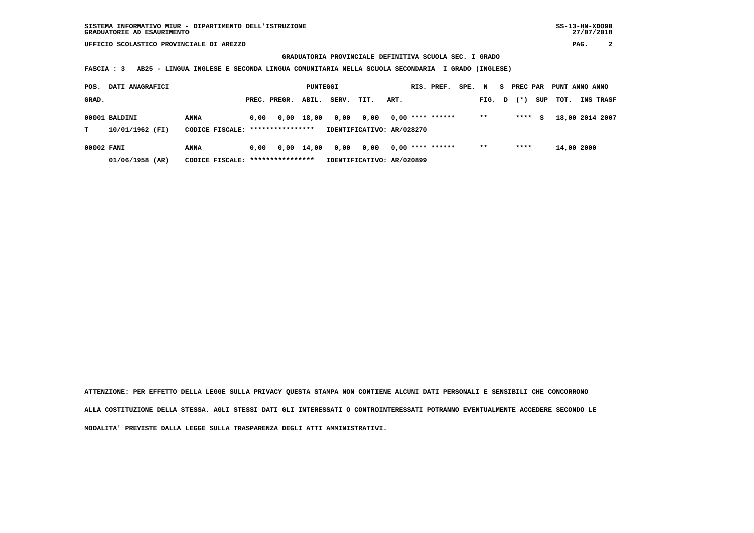SISTEMA INFORMATIVO MIUR - DIPARTIMENTO DELL'ISTRUZIONE
GRADUATORIE AD ESAURIMENTO

SS-13-HN-XDO90
27/07/2018

UFFICIO SCOLASTICO PROVINCIALE DI AREZZO

## GRADUATORIA PROVINCIALE DEFINITIVA SCUOLA SEC. I GRADO

**FASCIA : 3 AB25 - LINGUA INGLESE E SECONDA LINGUA COMUNITARIA NELLA SCUOLA SECONDARIA I GRADO (INGLESE)**

| POS. GRAD. | DATI ANAGRAFICI | | PUNTEGGI PREC. | PREGR. | ABIL. | SERV. | TIT. | ART. | RIS. PREF. | SPE. | N FIG. | S D | PREC PAR (*) | SUP | PUNT TOT. | ANNO INS | ANNO TRASF |
|---|---|---|---|---|---|---|---|---|---|---|---|---|---|---|---|---|---|
| 00001 | BALDINI | ANNA | 0,00 | 0,00 | 18,00 | 0,00 | 0,00 | 0,00 | **** ****** | | ** | | **** | S | 18,00 | 2014 | 2007 |
| T | 10/01/1962 (FI) | CODICE FISCALE: **************** | IDENTIFICATIVO: AR/028270 | | | | | | | | | | | | | | |
| 00002 | FANI | ANNA | 0,00 | 0,00 | 14,00 | 0,00 | 0,00 | 0,00 | **** ****** | | ** | | **** | | 14,00 | 2000 | |
| | 01/06/1958 (AR) | CODICE FISCALE: **************** | IDENTIFICATIVO: AR/020899 | | | | | | | | | | | | | | |

ATTENZIONE: PER EFFETTO DELLA LEGGE SULLA PRIVACY QUESTA STAMPA NON CONTIENE ALCUNI DATI PERSONALI E SENSIBILI CHE CONCORRONO ALLA COSTITUZIONE DELLA STESSA. AGLI STESSI DATI GLI INTERESSATI O CONTROINTERESSATI POTRANNO EVENTUALMENTE ACCEDERE SECONDO LE MODALITA' PREVISTE DALLA LEGGE SULLA TRASPARENZA DEGLI ATTI AMMINISTRATIVI.